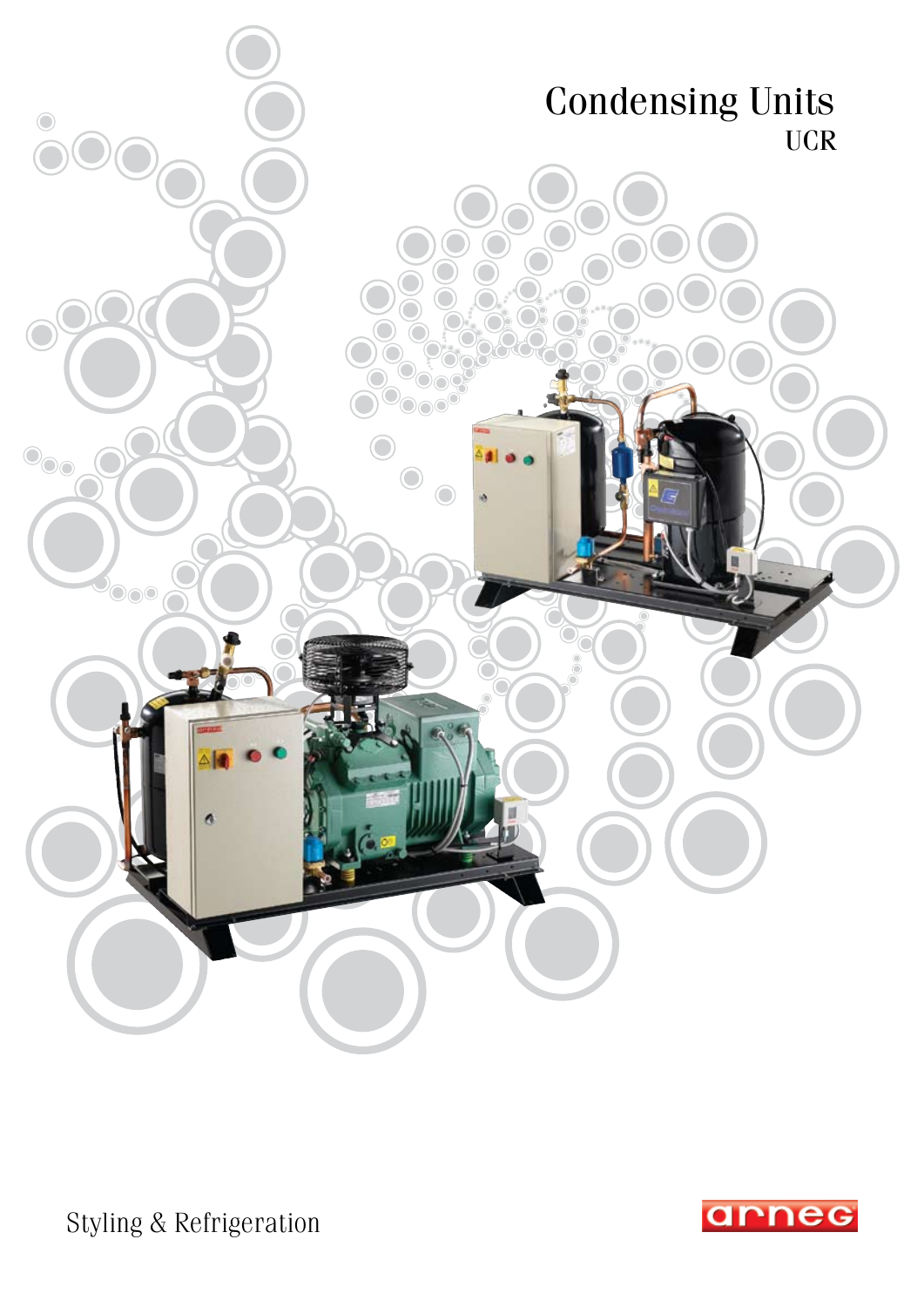# Condensing Units

## UCR

Styling & Refrigeration

arneg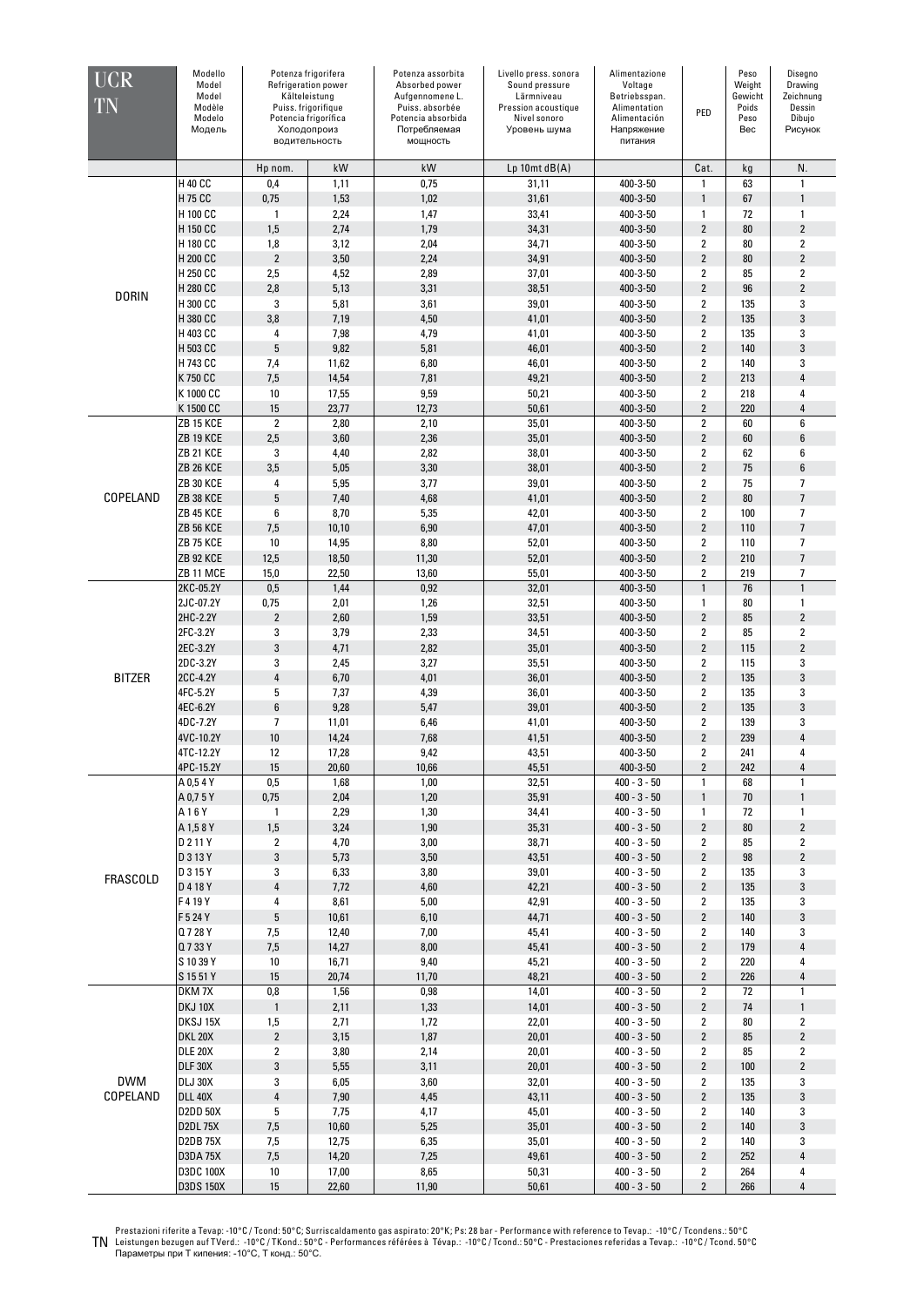| UCR TN | Modello / Model / Model / Modèle / Modelo / Модель | Potenza frigorifera / Refrigeration power / Kälteleistung / Puiss. frigorifique / Potencia frigorífica / Холодопроизводительность | | Potenza assorbita / Absorbed power / Aufgennomene L. / Puiss. absorbée / Potencia absorbida / Потребляемая мощность | Livello press. sonora / Sound pressure / Lärmniveau / Pression acoustique / Nivel sonoro / Уровень шума | Alimentazione / Voltage / Betriebsspan. / Alimentation / Alimentación / Напряжение питания | PED | Peso / Weight / Gewicht / Poids / Peso / Вес | Disegno / Drawing / Zeichnung / Dessin / Dibujo / Рисунок |
|---|---|---|---|---|---|---|---|---|---|
| | | Hp nom. | kW | kW | Lp 10mt dB(A) | | Cat. | kg | N. |
| DORIN | H 40 CC | 0,4 | 1,11 | 0,75 | 31,11 | 400-3-50 | 1 | 63 | 1 |
| | H 75 CC | 0,75 | 1,53 | 1,02 | 31,61 | 400-3-50 | 1 | 67 | 1 |
| | H 100 CC | 1 | 2,24 | 1,47 | 33,41 | 400-3-50 | 1 | 72 | 1 |
| | H 150 CC | 1,5 | 2,74 | 1,79 | 34,31 | 400-3-50 | 2 | 80 | 2 |
| | H 180 CC | 1,8 | 3,12 | 2,04 | 34,71 | 400-3-50 | 2 | 80 | 2 |
| | H 200 CC | 2 | 3,50 | 2,24 | 34,91 | 400-3-50 | 2 | 80 | 2 |
| | H 250 CC | 2,5 | 4,52 | 2,89 | 37,01 | 400-3-50 | 2 | 85 | 2 |
| | H 280 CC | 2,8 | 5,13 | 3,31 | 38,51 | 400-3-50 | 2 | 96 | 2 |
| | H 300 CC | 3 | 5,81 | 3,61 | 39,01 | 400-3-50 | 2 | 135 | 3 |
| | H 380 CC | 3,8 | 7,19 | 4,50 | 41,01 | 400-3-50 | 2 | 135 | 3 |
| | H 403 CC | 4 | 7,98 | 4,79 | 41,01 | 400-3-50 | 2 | 135 | 3 |
| | H 503 CC | 5 | 9,82 | 5,81 | 46,01 | 400-3-50 | 2 | 140 | 3 |
| | H 743 CC | 7,4 | 11,62 | 6,80 | 46,01 | 400-3-50 | 2 | 140 | 3 |
| | K 750 CC | 7,5 | 14,54 | 7,81 | 49,21 | 400-3-50 | 2 | 213 | 4 |
| | K 1000 CC | 10 | 17,55 | 9,59 | 50,21 | 400-3-50 | 2 | 218 | 4 |
| | K 1500 CC | 15 | 23,77 | 12,73 | 50,61 | 400-3-50 | 2 | 220 | 4 |
| COPELAND | ZB 15 KCE | 2 | 2,80 | 2,10 | 35,01 | 400-3-50 | 2 | 60 | 6 |
| | ZB 19 KCE | 2,5 | 3,60 | 2,36 | 35,01 | 400-3-50 | 2 | 60 | 6 |
| | ZB 21 KCE | 3 | 4,40 | 2,82 | 38,01 | 400-3-50 | 2 | 62 | 6 |
| | ZB 26 KCE | 3,5 | 5,05 | 3,30 | 38,01 | 400-3-50 | 2 | 75 | 6 |
| | ZB 30 KCE | 4 | 5,95 | 3,77 | 39,01 | 400-3-50 | 2 | 75 | 7 |
| | ZB 38 KCE | 5 | 7,40 | 4,68 | 41,01 | 400-3-50 | 2 | 80 | 7 |
| | ZB 45 KCE | 6 | 8,70 | 5,35 | 42,01 | 400-3-50 | 2 | 100 | 7 |
| | ZB 56 KCE | 7,5 | 10,10 | 6,90 | 47,01 | 400-3-50 | 2 | 110 | 7 |
| | ZB 75 KCE | 10 | 14,95 | 8,80 | 52,01 | 400-3-50 | 2 | 110 | 7 |
| | ZB 92 KCE | 12,5 | 18,50 | 11,30 | 52,01 | 400-3-50 | 2 | 210 | 7 |
| | ZB 11 MCE | 15,0 | 22,50 | 13,60 | 55,01 | 400-3-50 | 2 | 219 | 7 |
| BITZER | 2KC-05.2Y | 0,5 | 1,44 | 0,92 | 32,01 | 400-3-50 | 1 | 76 | 1 |
| | 2JC-07.2Y | 0,75 | 2,01 | 1,26 | 32,51 | 400-3-50 | 1 | 80 | 1 |
| | 2HC-2.2Y | 2 | 2,60 | 1,59 | 33,51 | 400-3-50 | 2 | 85 | 2 |
| | 2FC-3.2Y | 3 | 3,79 | 2,33 | 34,51 | 400-3-50 | 2 | 85 | 2 |
| | 2EC-3.2Y | 3 | 4,71 | 2,82 | 35,01 | 400-3-50 | 2 | 115 | 2 |
| | 2DC-3.2Y | 3 | 2,45 | 3,27 | 35,51 | 400-3-50 | 2 | 115 | 3 |
| | 2CC-4.2Y | 4 | 6,70 | 4,01 | 36,01 | 400-3-50 | 2 | 135 | 3 |
| | 4FC-5.2Y | 5 | 7,37 | 4,39 | 36,01 | 400-3-50 | 2 | 135 | 3 |
| | 4EC-6.2Y | 6 | 9,28 | 5,47 | 39,01 | 400-3-50 | 2 | 135 | 3 |
| | 4DC-7.2Y | 7 | 11,01 | 6,46 | 41,01 | 400-3-50 | 2 | 139 | 3 |
| | 4VC-10.2Y | 10 | 14,24 | 7,68 | 41,51 | 400-3-50 | 2 | 239 | 4 |
| | 4TC-12.2Y | 12 | 17,28 | 9,42 | 43,51 | 400-3-50 | 2 | 241 | 4 |
| | 4PC-15.2Y | 15 | 20,60 | 10,66 | 45,51 | 400-3-50 | 2 | 242 | 4 |
| FRASCOLD | A 0,5 4 Y | 0,5 | 1,68 | 1,00 | 32,51 | 400 - 3 - 50 | 1 | 68 | 1 |
| | A 0,7 5 Y | 0,75 | 2,04 | 1,20 | 35,91 | 400 - 3 - 50 | 1 | 70 | 1 |
| | A 1 6 Y | 1 | 2,29 | 1,30 | 34,41 | 400 - 3 - 50 | 1 | 72 | 1 |
| | A 1,5 8 Y | 1,5 | 3,24 | 1,90 | 35,31 | 400 - 3 - 50 | 2 | 80 | 2 |
| | D 2 11 Y | 2 | 4,70 | 3,00 | 38,71 | 400 - 3 - 50 | 2 | 85 | 2 |
| | D 3 13 Y | 3 | 5,73 | 3,50 | 43,51 | 400 - 3 - 50 | 2 | 98 | 2 |
| | D 3 15 Y | 3 | 6,33 | 3,80 | 39,01 | 400 - 3 - 50 | 2 | 135 | 3 |
| | D 4 18 Y | 4 | 7,72 | 4,60 | 42,21 | 400 - 3 - 50 | 2 | 135 | 3 |
| | F 4 19 Y | 4 | 8,61 | 5,00 | 42,91 | 400 - 3 - 50 | 2 | 135 | 3 |
| | F 5 24 Y | 5 | 10,61 | 6,10 | 44,71 | 400 - 3 - 50 | 2 | 140 | 3 |
| | Q 7 28 Y | 7,5 | 12,40 | 7,00 | 45,41 | 400 - 3 - 50 | 2 | 140 | 3 |
| | Q 7 33 Y | 7,5 | 14,27 | 8,00 | 45,41 | 400 - 3 - 50 | 2 | 179 | 4 |
| | S 10 39 Y | 10 | 16,71 | 9,40 | 45,21 | 400 - 3 - 50 | 2 | 220 | 4 |
| | S 15 51 Y | 15 | 20,74 | 11,70 | 48,21 | 400 - 3 - 50 | 2 | 226 | 4 |
| DWM COPELAND | DKM 7X | 0,8 | 1,56 | 0,98 | 14,01 | 400 - 3 - 50 | 2 | 72 | 1 |
| | DKJ 10X | 1 | 2,11 | 1,33 | 14,01 | 400 - 3 - 50 | 2 | 74 | 1 |
| | DKSJ 15X | 1,5 | 2,71 | 1,72 | 22,01 | 400 - 3 - 50 | 2 | 80 | 2 |
| | DKL 20X | 2 | 3,15 | 1,87 | 20,01 | 400 - 3 - 50 | 2 | 85 | 2 |
| | DLE 20X | 2 | 3,80 | 2,14 | 20,01 | 400 - 3 - 50 | 2 | 85 | 2 |
| | DLF 30X | 3 | 5,55 | 3,11 | 20,01 | 400 - 3 - 50 | 2 | 100 | 2 |
| | DLJ 30X | 3 | 6,05 | 3,60 | 32,01 | 400 - 3 - 50 | 2 | 135 | 3 |
| | DLL 40X | 4 | 7,90 | 4,45 | 43,11 | 400 - 3 - 50 | 2 | 135 | 3 |
| | D2DD 50X | 5 | 7,75 | 4,17 | 45,01 | 400 - 3 - 50 | 2 | 140 | 3 |
| | D2DL 75X | 7,5 | 10,60 | 5,25 | 35,01 | 400 - 3 - 50 | 2 | 140 | 3 |
| | D2DB 75X | 7,5 | 12,75 | 6,35 | 35,01 | 400 - 3 - 50 | 2 | 140 | 3 |
| | D3DA 75X | 7,5 | 14,20 | 7,25 | 49,61 | 400 - 3 - 50 | 2 | 252 | 4 |
| | D3DC 100X | 10 | 17,00 | 8,65 | 50,31 | 400 - 3 - 50 | 2 | 264 | 4 |
| | D3DS 150X | 15 | 22,60 | 11,90 | 50,61 | 400 - 3 - 50 | 2 | 266 | 4 |

TN Prestazioni riferite a Tevap: -10°C / Tcond: 50°C; Surriscaldamento gas aspirato: 20°K; Ps: 28 bar - Performance with reference to Tevap.: -10°C / Tcondens.: 50°C
Leistungen bezugen auf TVerd.: -10°C / TKond.: 50°C - Performances référées à Tévap.: -10°C / Tcond.: 50°C - Prestaciones referidas a Tevap.: -10°C / Tcond. 50°C
Параметры при Т кипения: -10°C, Т конд.: 50°C.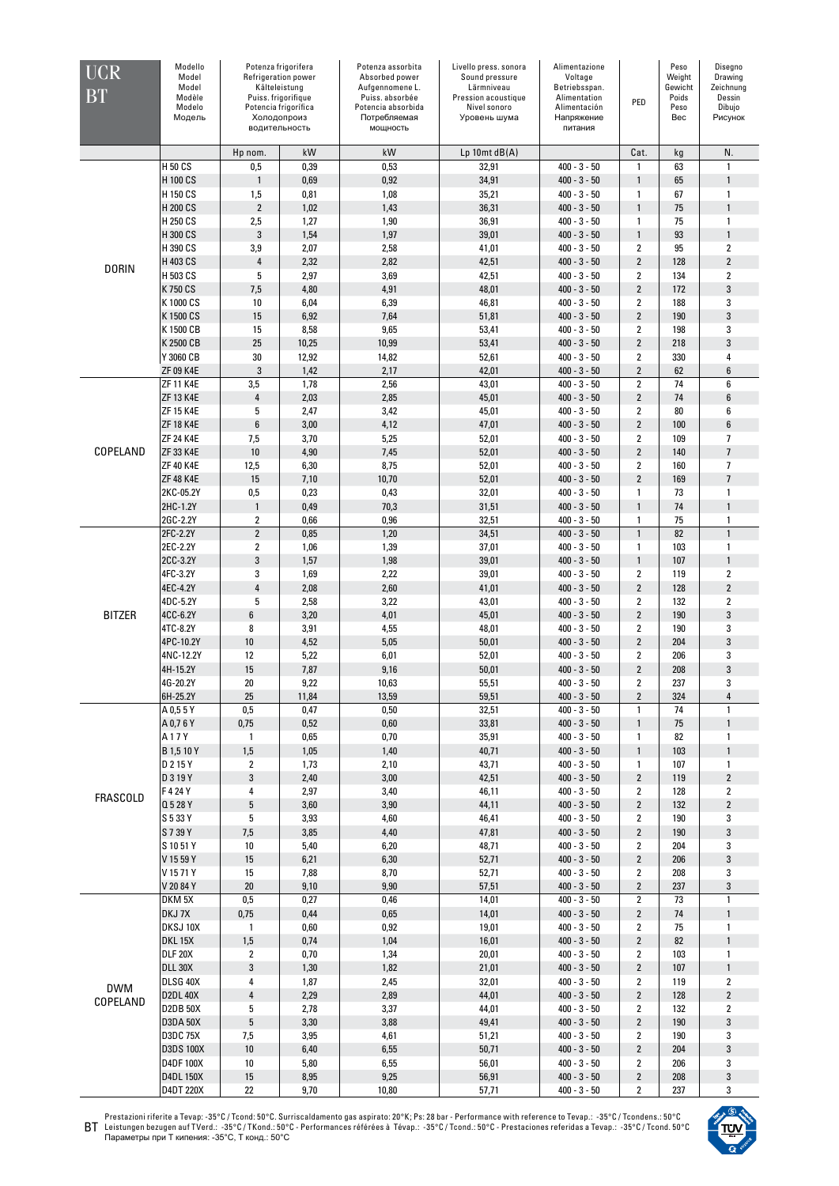| UCR BT | Modello / Model / Model / Modèle / Modelo / Модель | Potenza frigorifera / Refrigeration power / Kälteleistung / Puiss. frigorifique / Potencia frigorifica / Холодопроиз водительность | | Potenza assorbita / Absorbed power / Aufgennomene L. / Puiss. absorbée / Potencia absorbida / Потребляемая мощность | Livello press. sonora / Sound pressure / Lärmniveau / Pression acoustique / Nivel sonoro / Уровень шума | Alimentazione / Voltage / Betriebsspan. / Alimentation / Alimentación / Напряжение питания | PED | Peso / Weight / Gewicht / Poids / Peso / Вес | Disegno / Drawing / Zeichnung / Dessin / Dibujo / Рисунок |
|---|---|---|---|---|---|---|---|---|---|
| | | Hp nom. | kW | kW | Lp 10mt dB(A) | | Cat. | kg | N. |
| DORIN | H 50 CS | 0,5 | 0,39 | 0,53 | 32,91 | 400 - 3 - 50 | 1 | 63 | 1 |
| | H 100 CS | 1 | 0,69 | 0,92 | 34,91 | 400 - 3 - 50 | 1 | 65 | 1 |
| | H 150 CS | 1,5 | 0,81 | 1,08 | 35,21 | 400 - 3 - 50 | 1 | 67 | 1 |
| | H 200 CS | 2 | 1,02 | 1,43 | 36,31 | 400 - 3 - 50 | 1 | 75 | 1 |
| | H 250 CS | 2,5 | 1,27 | 1,90 | 36,91 | 400 - 3 - 50 | 1 | 75 | 1 |
| | H 300 CS | 3 | 1,54 | 1,97 | 39,01 | 400 - 3 - 50 | 1 | 93 | 1 |
| | H 390 CS | 3,9 | 2,07 | 2,58 | 41,01 | 400 - 3 - 50 | 2 | 95 | 2 |
| | H 403 CS | 4 | 2,32 | 2,82 | 42,51 | 400 - 3 - 50 | 2 | 128 | 2 |
| | H 503 CS | 5 | 2,97 | 3,69 | 42,51 | 400 - 3 - 50 | 2 | 134 | 2 |
| | K 750 CS | 7,5 | 4,80 | 4,91 | 48,01 | 400 - 3 - 50 | 2 | 172 | 3 |
| | K 1000 CS | 10 | 6,04 | 6,39 | 46,81 | 400 - 3 - 50 | 2 | 188 | 3 |
| | K 1500 CS | 15 | 6,92 | 7,64 | 51,81 | 400 - 3 - 50 | 2 | 190 | 3 |
| | K 1500 CB | 15 | 8,58 | 9,65 | 53,41 | 400 - 3 - 50 | 2 | 198 | 3 |
| | K 2500 CB | 25 | 10,25 | 10,99 | 53,41 | 400 - 3 - 50 | 2 | 218 | 3 |
| | Y 3060 CB | 30 | 12,92 | 14,82 | 52,61 | 400 - 3 - 50 | 2 | 330 | 4 |
| COPELAND | ZF 09 K4E | 3 | 1,42 | 2,17 | 42,01 | 400 - 3 - 50 | 2 | 62 | 6 |
| | ZF 11 K4E | 3,5 | 1,78 | 2,56 | 43,01 | 400 - 3 - 50 | 2 | 74 | 6 |
| | ZF 13 K4E | 4 | 2,03 | 2,85 | 45,01 | 400 - 3 - 50 | 2 | 74 | 6 |
| | ZF 15 K4E | 5 | 2,47 | 3,42 | 45,01 | 400 - 3 - 50 | 2 | 80 | 6 |
| | ZF 18 K4E | 6 | 3,00 | 4,12 | 47,01 | 400 - 3 - 50 | 2 | 100 | 6 |
| | ZF 24 K4E | 7,5 | 3,70 | 5,25 | 52,01 | 400 - 3 - 50 | 2 | 109 | 7 |
| | ZF 33 K4E | 10 | 4,90 | 7,45 | 52,01 | 400 - 3 - 50 | 2 | 140 | 7 |
| | ZF 40 K4E | 12,5 | 6,30 | 8,75 | 52,01 | 400 - 3 - 50 | 2 | 160 | 7 |
| | ZF 48 K4E | 15 | 7,10 | 10,70 | 52,01 | 400 - 3 - 50 | 2 | 169 | 7 |
| BITZER | 2KC-05.2Y | 0,5 | 0,23 | 0,43 | 32,01 | 400 - 3 - 50 | 1 | 73 | 1 |
| | 2HC-1.2Y | 1 | 0,49 | 70,3 | 31,51 | 400 - 3 - 50 | 1 | 74 | 1 |
| | 2GC-2.2Y | 2 | 0,66 | 0,96 | 32,51 | 400 - 3 - 50 | 1 | 75 | 1 |
| | 2FC-2.2Y | 2 | 0,85 | 1,20 | 34,51 | 400 - 3 - 50 | 1 | 82 | 1 |
| | 2EC-2.2Y | 2 | 1,06 | 1,39 | 37,01 | 400 - 3 - 50 | 1 | 103 | 1 |
| | 2CC-3.2Y | 3 | 1,57 | 1,98 | 39,01 | 400 - 3 - 50 | 1 | 107 | 1 |
| | 4FC-3.2Y | 3 | 1,69 | 2,22 | 39,01 | 400 - 3 - 50 | 2 | 119 | 2 |
| | 4EC-4.2Y | 4 | 2,08 | 2,60 | 41,01 | 400 - 3 - 50 | 2 | 128 | 2 |
| | 4DC-5.2Y | 5 | 2,58 | 3,22 | 43,01 | 400 - 3 - 50 | 2 | 132 | 2 |
| | 4CC-6.2Y | 6 | 3,20 | 4,01 | 45,01 | 400 - 3 - 50 | 2 | 190 | 3 |
| | 4TC-8.2Y | 8 | 3,91 | 4,55 | 48,01 | 400 - 3 - 50 | 2 | 190 | 3 |
| | 4PC-10.2Y | 10 | 4,52 | 5,05 | 50,01 | 400 - 3 - 50 | 2 | 204 | 3 |
| | 4NC-12.2Y | 12 | 5,22 | 6,01 | 52,01 | 400 - 3 - 50 | 2 | 206 | 3 |
| | 4H-15.2Y | 15 | 7,87 | 9,16 | 50,01 | 400 - 3 - 50 | 2 | 208 | 3 |
| | 4G-20.2Y | 20 | 9,22 | 10,63 | 55,51 | 400 - 3 - 50 | 2 | 237 | 3 |
| | 6H-25.2Y | 25 | 11,84 | 13,59 | 59,51 | 400 - 3 - 50 | 2 | 324 | 4 |
| FRASCOLD | A 0,5 5 Y | 0,5 | 0,47 | 0,50 | 32,51 | 400 - 3 - 50 | 1 | 74 | 1 |
| | A 0,7 6 Y | 0,75 | 0,52 | 0,60 | 33,81 | 400 - 3 - 50 | 1 | 75 | 1 |
| | A 1 7 Y | 1 | 0,65 | 0,70 | 35,91 | 400 - 3 - 50 | 1 | 82 | 1 |
| | B 1,5 10 Y | 1,5 | 1,05 | 1,40 | 40,71 | 400 - 3 - 50 | 1 | 103 | 1 |
| | D 2 15 Y | 2 | 1,73 | 2,10 | 43,71 | 400 - 3 - 50 | 1 | 107 | 1 |
| | D 3 19 Y | 3 | 2,40 | 3,00 | 42,51 | 400 - 3 - 50 | 2 | 119 | 2 |
| | F 4 24 Y | 4 | 2,97 | 3,40 | 46,11 | 400 - 3 - 50 | 2 | 128 | 2 |
| | Q 5 28 Y | 5 | 3,60 | 3,90 | 44,11 | 400 - 3 - 50 | 2 | 132 | 2 |
| | S 5 33 Y | 5 | 3,93 | 4,60 | 46,41 | 400 - 3 - 50 | 2 | 190 | 3 |
| | S 7 39 Y | 7,5 | 3,85 | 4,40 | 47,81 | 400 - 3 - 50 | 2 | 190 | 3 |
| | S 10 51 Y | 10 | 5,40 | 6,20 | 48,71 | 400 - 3 - 50 | 2 | 204 | 3 |
| | V 15 59 Y | 15 | 6,21 | 6,30 | 52,71 | 400 - 3 - 50 | 2 | 206 | 3 |
| | V 15 71 Y | 15 | 7,88 | 8,70 | 52,71 | 400 - 3 - 50 | 2 | 208 | 3 |
| | V 20 84 Y | 20 | 9,10 | 9,90 | 57,51 | 400 - 3 - 50 | 2 | 237 | 3 |
| DWM COPELAND | DKM 5X | 0,5 | 0,27 | 0,46 | 14,01 | 400 - 3 - 50 | 2 | 73 | 1 |
| | DKJ 7X | 0,75 | 0,44 | 0,65 | 14,01 | 400 - 3 - 50 | 2 | 74 | 1 |
| | DKSJ 10X | 1 | 0,60 | 0,92 | 19,01 | 400 - 3 - 50 | 2 | 75 | 1 |
| | DKL 15X | 1,5 | 0,74 | 1,04 | 16,01 | 400 - 3 - 50 | 2 | 82 | 1 |
| | DLF 20X | 2 | 0,70 | 1,34 | 20,01 | 400 - 3 - 50 | 2 | 103 | 1 |
| | DLL 30X | 3 | 1,30 | 1,82 | 21,01 | 400 - 3 - 50 | 2 | 107 | 1 |
| | DLSG 40X | 4 | 1,87 | 2,45 | 32,01 | 400 - 3 - 50 | 2 | 119 | 2 |
| | D2DL 40X | 4 | 2,29 | 2,89 | 44,01 | 400 - 3 - 50 | 2 | 128 | 2 |
| | D2DB 50X | 5 | 2,78 | 3,37 | 44,01 | 400 - 3 - 50 | 2 | 132 | 2 |
| | D3DA 50X | 5 | 3,30 | 3,88 | 49,41 | 400 - 3 - 50 | 2 | 190 | 3 |
| | D3DC 75X | 7,5 | 3,95 | 4,61 | 51,21 | 400 - 3 - 50 | 2 | 190 | 3 |
| | D3DS 100X | 10 | 6,40 | 6,55 | 50,71 | 400 - 3 - 50 | 2 | 204 | 3 |
| | D4DF 100X | 10 | 5,80 | 6,55 | 56,01 | 400 - 3 - 50 | 2 | 206 | 3 |
| | D4DL 150X | 15 | 8,95 | 9,25 | 56,91 | 400 - 3 - 50 | 2 | 208 | 3 |
| | D4DT 220X | 22 | 9,70 | 10,80 | 57,71 | 400 - 3 - 50 | 2 | 237 | 3 |

BT Prestazioni riferite a Tevap: -35°C / Tcond: 50°C. Surriscaldamento gas aspirato: 20°K; Ps: 28 bar - Performance with reference to Tevap.: -35°C / Tcondens.: 50°C
Leistungen bezugen auf TVerd.: -35°C / TKond.: 50°C - Performances référées à Tévap.: -35°C / Tcond.: 50°C - Prestaciones referidas a Tevap.: -35°C / Tcond. 50°C
Параметры при Т кипения: -35°C, Т конд.: 50°C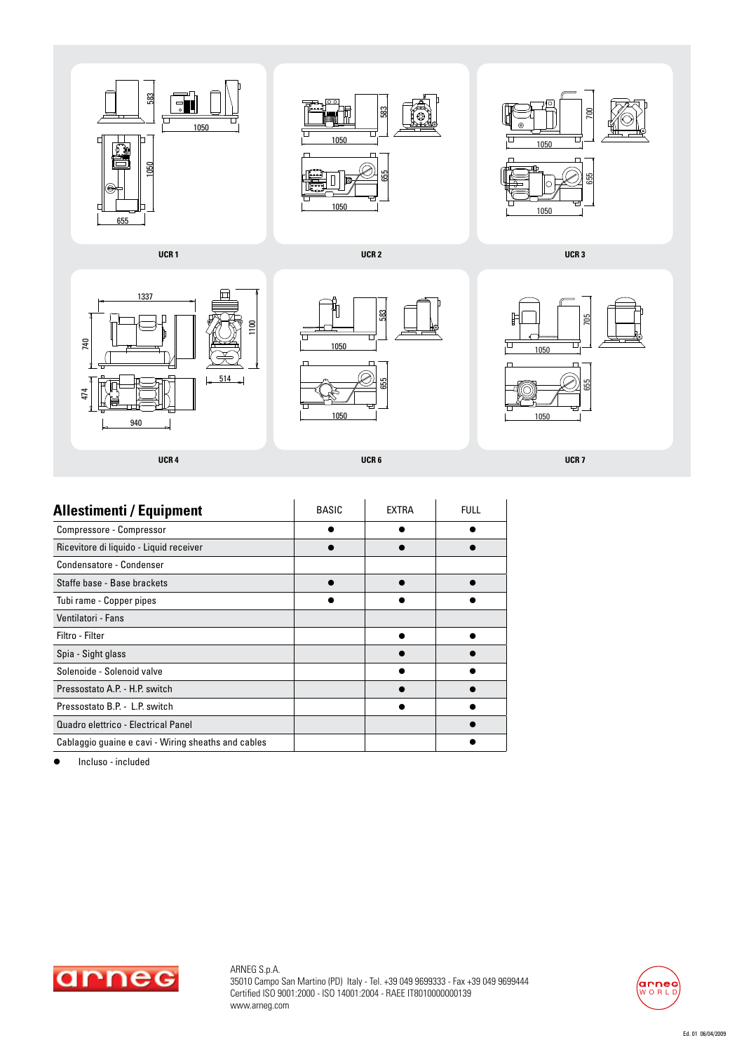UCR 1

583
1050
1050
655

UCR 2

583
1050
655
1050

UCR 3

700
1050
655
1050

UCR 4

1337
740
474
940
1100
514

UCR 6

583
1050
655
1050

UCR 7

705
1050
655
1050

| Allestimenti / Equipment | BASIC | EXTRA | FULL |
|---|---|---|---|
| Compressore - Compressor | ● | ● | ● |
| Ricevitore di liquido - Liquid receiver | ● | ● | ● |
| Condensatore - Condenser | | | |
| Staffe base - Base brackets | ● | ● | ● |
| Tubi rame - Copper pipes | ● | ● | ● |
| Ventilatori - Fans | | | |
| Filtro - Filter | | ● | ● |
| Spia - Sight glass | | ● | ● |
| Solenoide - Solenoid valve | | ● | ● |
| Pressostato A.P. - H.P. switch | | ● | ● |
| Pressostato B.P. - L.P. switch | | ● | ● |
| Quadro elettrico - Electrical Panel | | | ● |
| Cablaggio guaine e cavi - Wiring sheaths and cables | | | ● |

● Incluso - included

ARNEG S.p.A.
35010 Campo San Martino (PD) Italy - Tel. +39 049 9699333 - Fax +39 049 9699444
Certified ISO 9001:2000 - ISO 14001:2004 - RAEE IT8010000000139
www.arneg.com

Ed. 01 06/04/2009